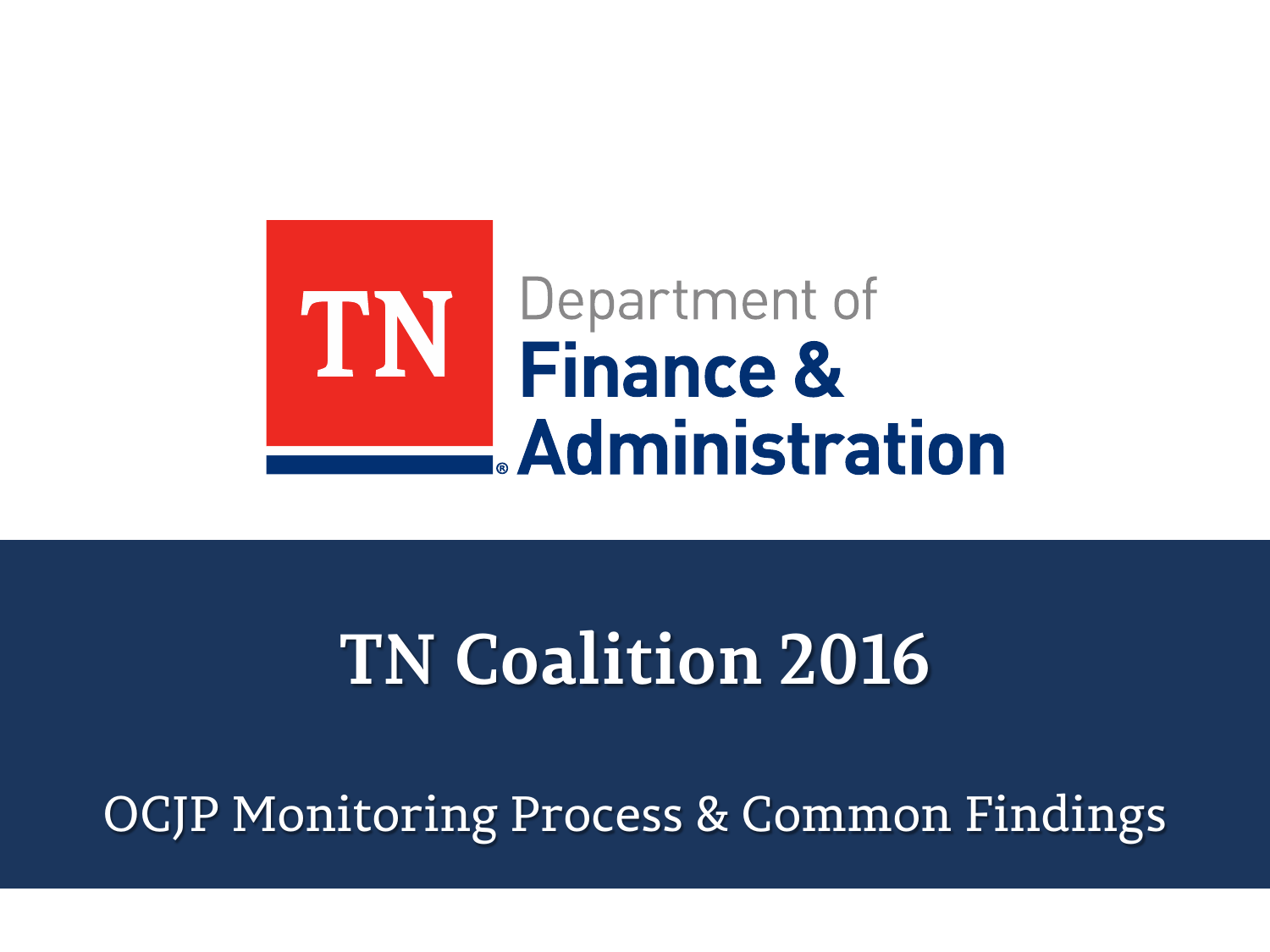TN Department of Finance & Administration

# TN Coalition 2016

## OCJP Monitoring Process & Common Findings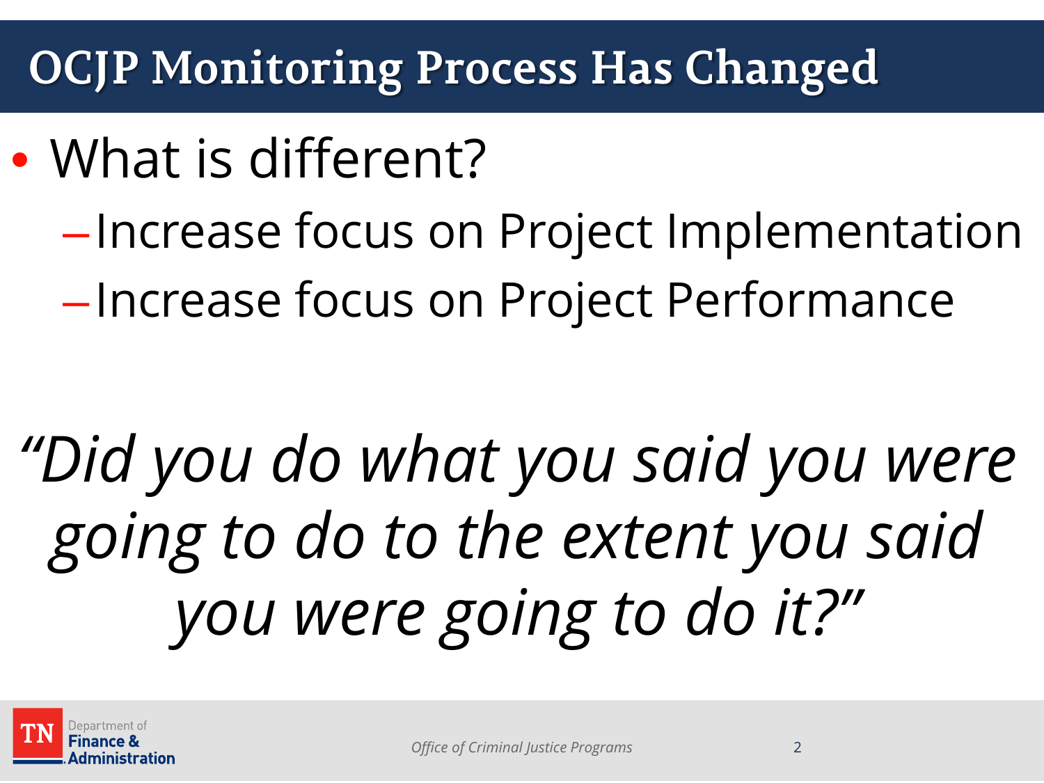# OCJP Monitoring Process Has Changed

- What is different?
  - Increase focus on Project Implementation
  - Increase focus on Project Performance

*"Did you do what you said you were going to do to the extent you said you were going to do it?"*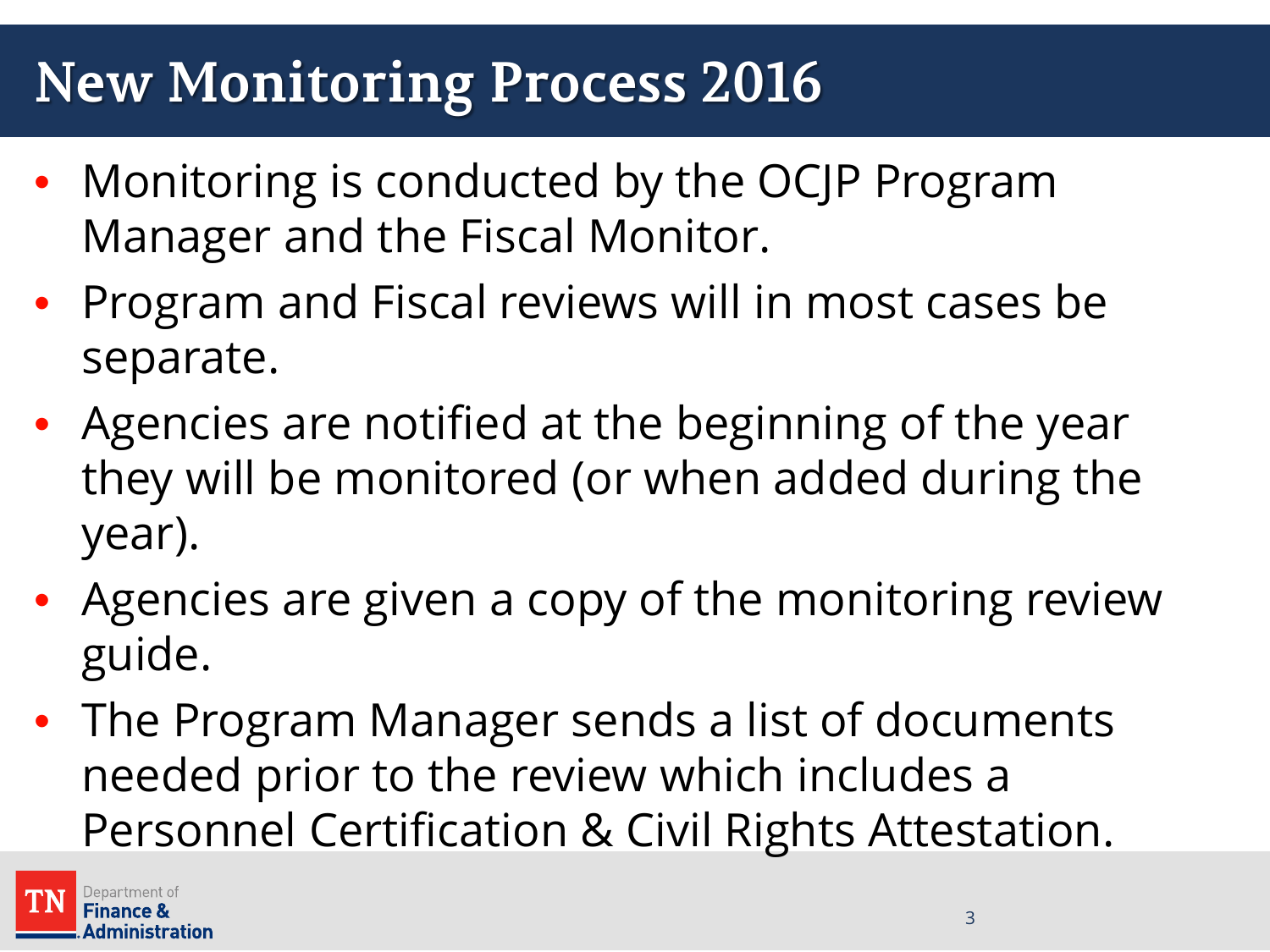# New Monitoring Process 2016

- Monitoring is conducted by the OCJP Program Manager and the Fiscal Monitor.
- Program and Fiscal reviews will in most cases be separate.
- Agencies are notified at the beginning of the year they will be monitored (or when added during the year).
- Agencies are given a copy of the monitoring review guide.
- The Program Manager sends a list of documents needed prior to the review which includes a Personnel Certification & Civil Rights Attestation.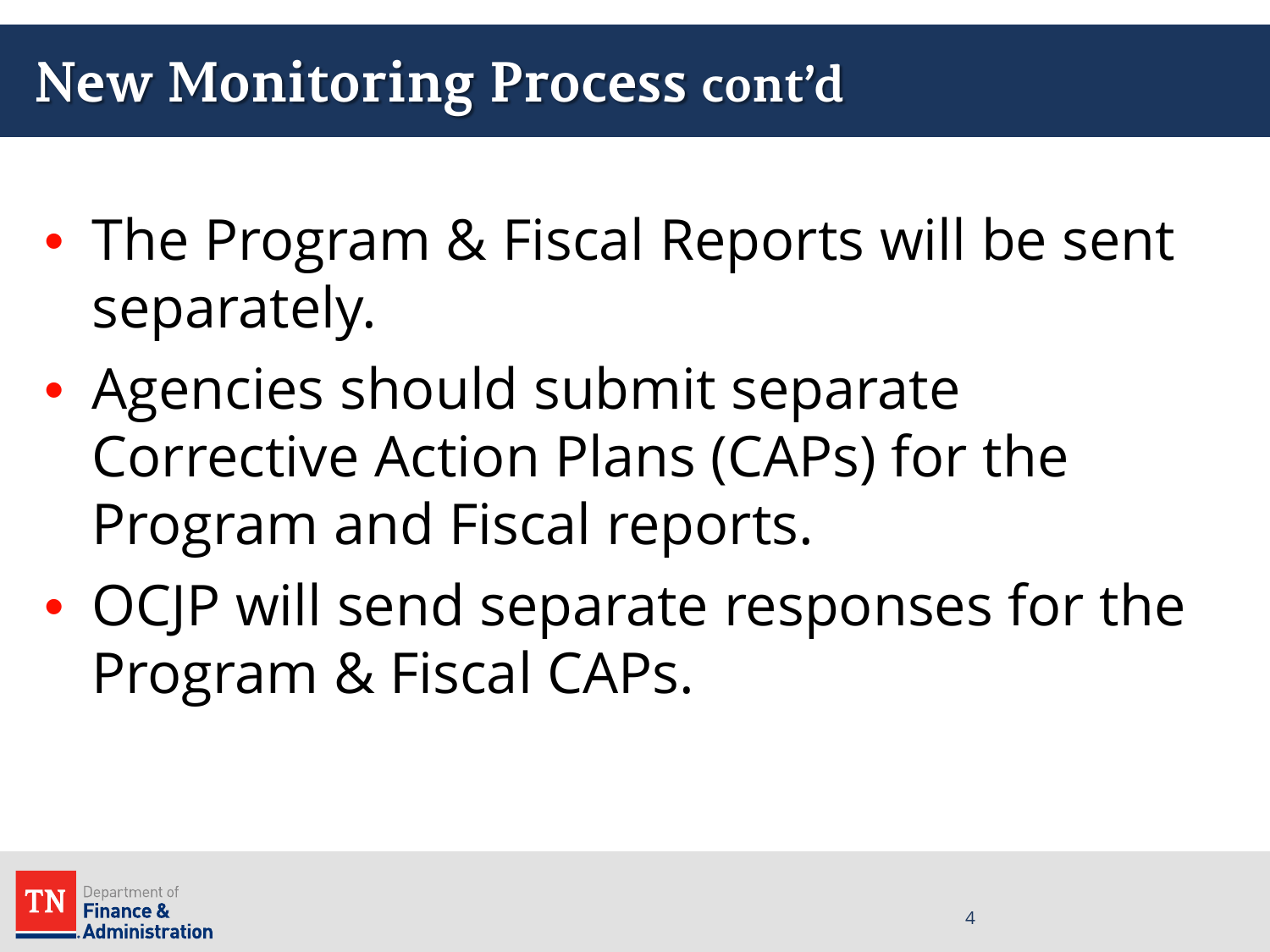# New Monitoring Process cont'd

- The Program & Fiscal Reports will be sent separately.
- Agencies should submit separate Corrective Action Plans (CAPs) for the Program and Fiscal reports.
- OCJP will send separate responses for the Program & Fiscal CAPs.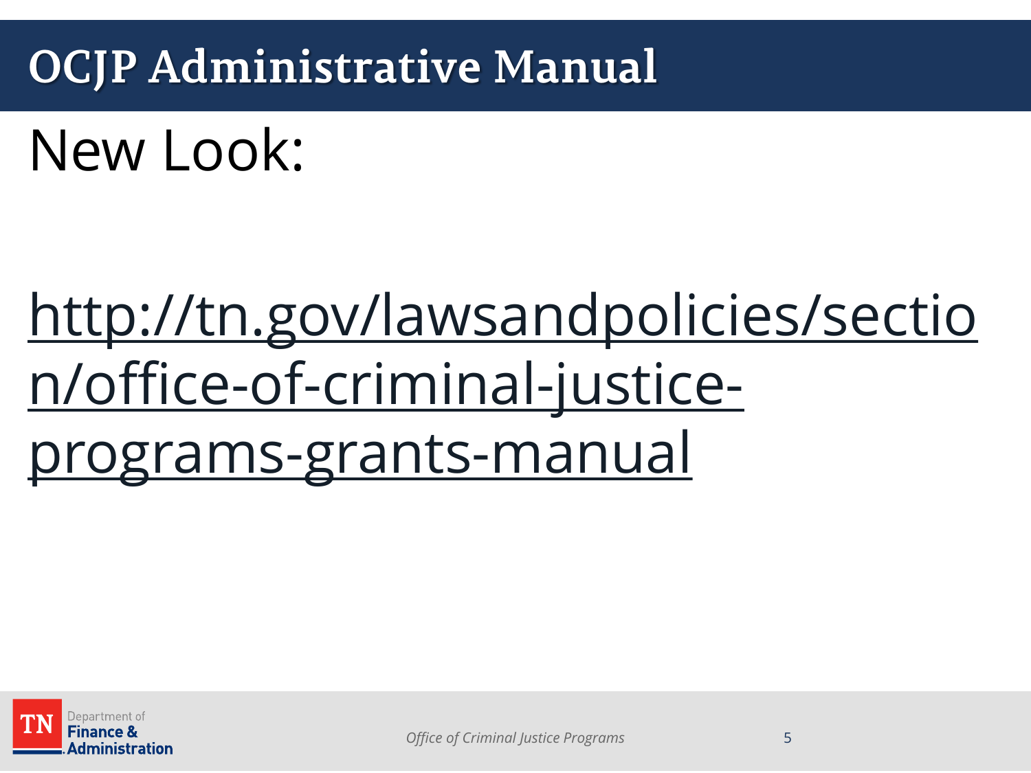# OCJP Administrative Manual

New Look:

http://tn.gov/lawsandpolicies/section/office-of-criminal-justice-programs-grants-manual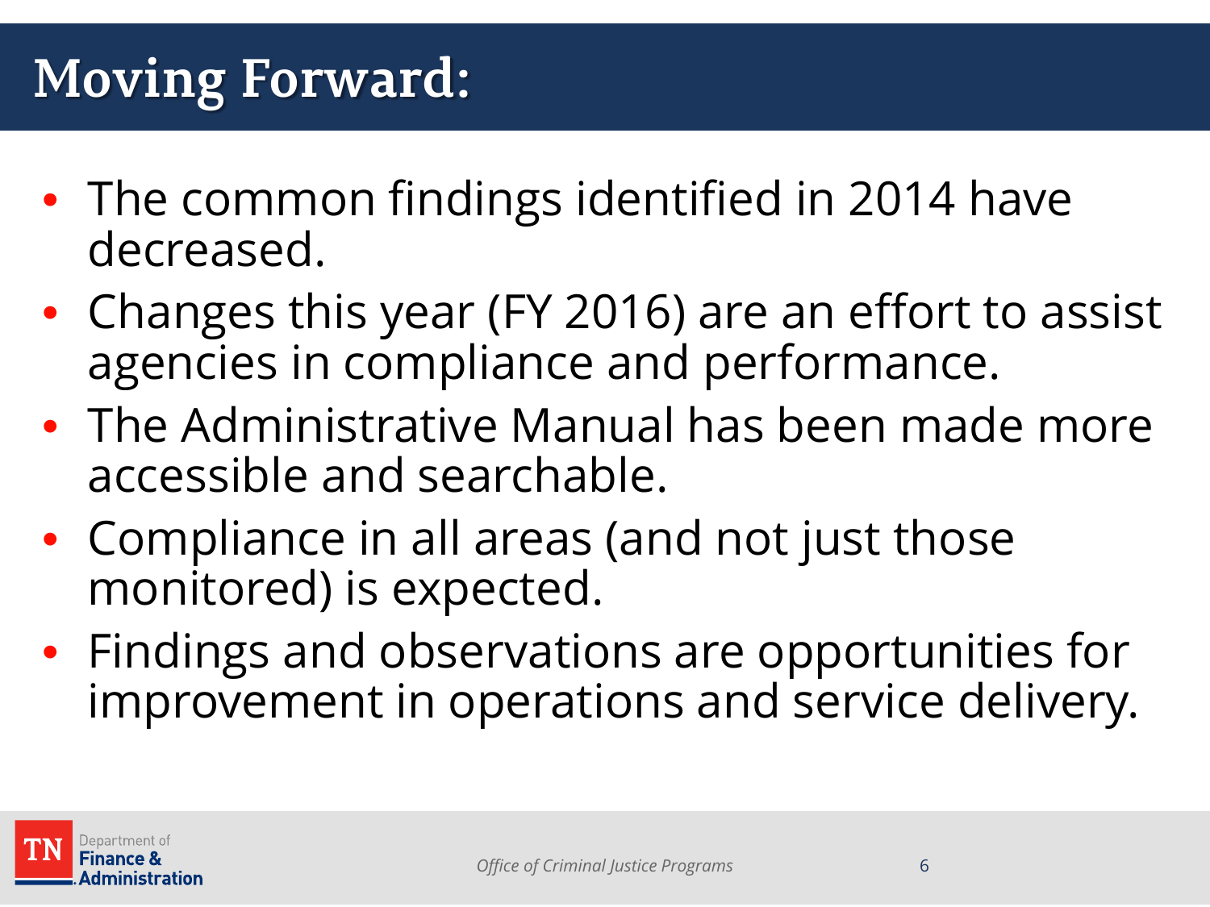# Moving Forward:

- The common findings identified in 2014 have decreased.
- Changes this year (FY 2016) are an effort to assist agencies in compliance and performance.
- The Administrative Manual has been made more accessible and searchable.
- Compliance in all areas (and not just those monitored) is expected.
- Findings and observations are opportunities for improvement in operations and service delivery.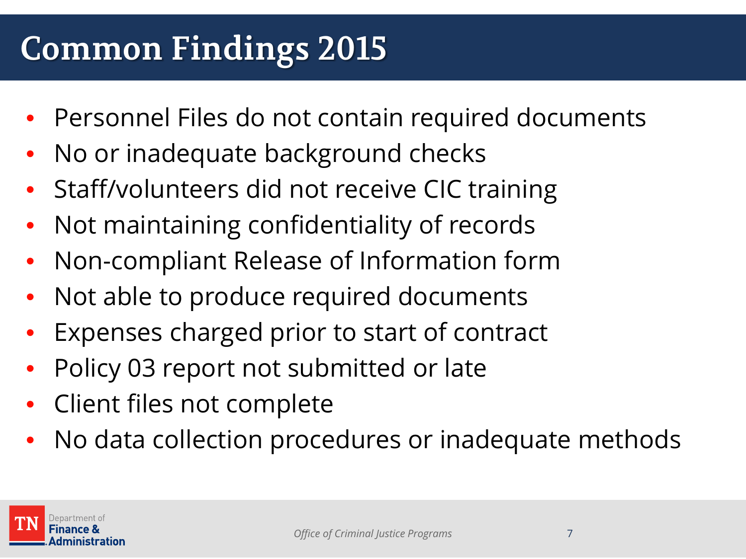# Common Findings 2015

- Personnel Files do not contain required documents
- No or inadequate background checks
- Staff/volunteers did not receive CIC training
- Not maintaining confidentiality of records
- Non-compliant Release of Information form
- Not able to produce required documents
- Expenses charged prior to start of contract
- Policy 03 report not submitted or late
- Client files not complete
- No data collection procedures or inadequate methods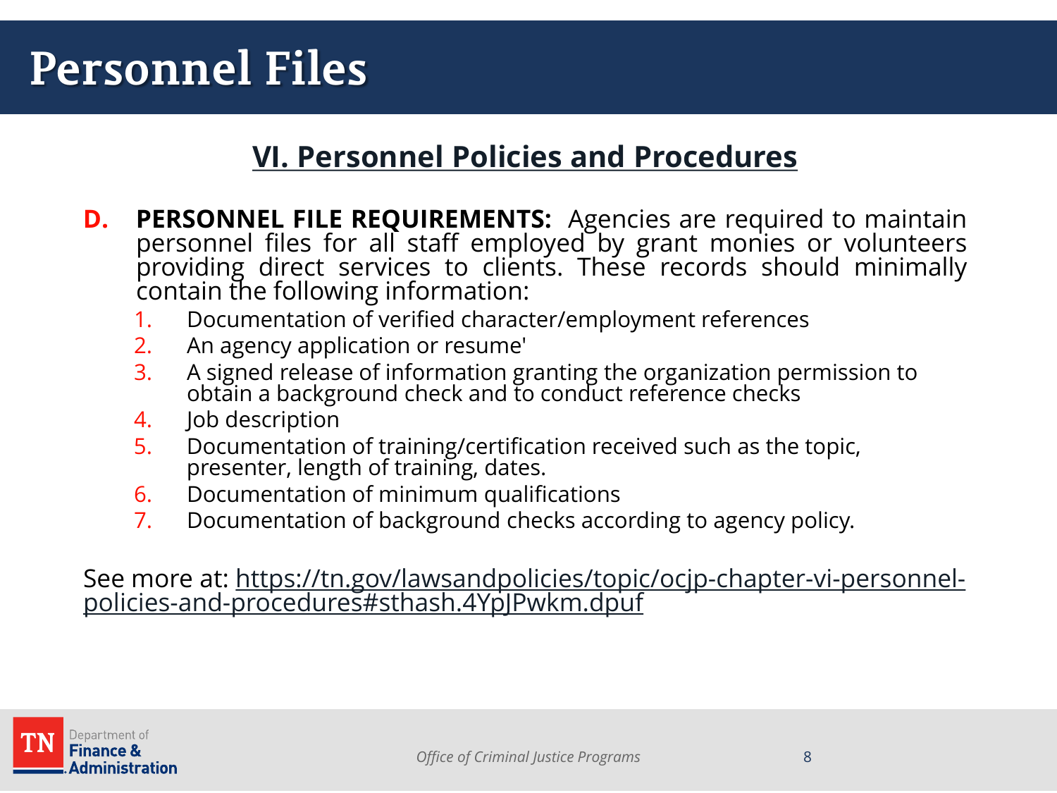# Personnel Files

## VI. Personnel Policies and Procedures

**D. PERSONNEL FILE REQUIREMENTS:** Agencies are required to maintain personnel files for all staff employed by grant monies or volunteers providing direct services to clients. These records should minimally contain the following information:

1. Documentation of verified character/employment references
2. An agency application or resume'
3. A signed release of information granting the organization permission to obtain a background check and to conduct reference checks
4. Job description
5. Documentation of training/certification received such as the topic, presenter, length of training, dates.
6. Documentation of minimum qualifications
7. Documentation of background checks according to agency policy.

See more at: https://tn.gov/lawsandpolicies/topic/ocjp-chapter-vi-personnel-policies-and-procedures#sthash.4YpJPwkm.dpuf

TN Department of Finance & Administration

*Office of Criminal Justice Programs*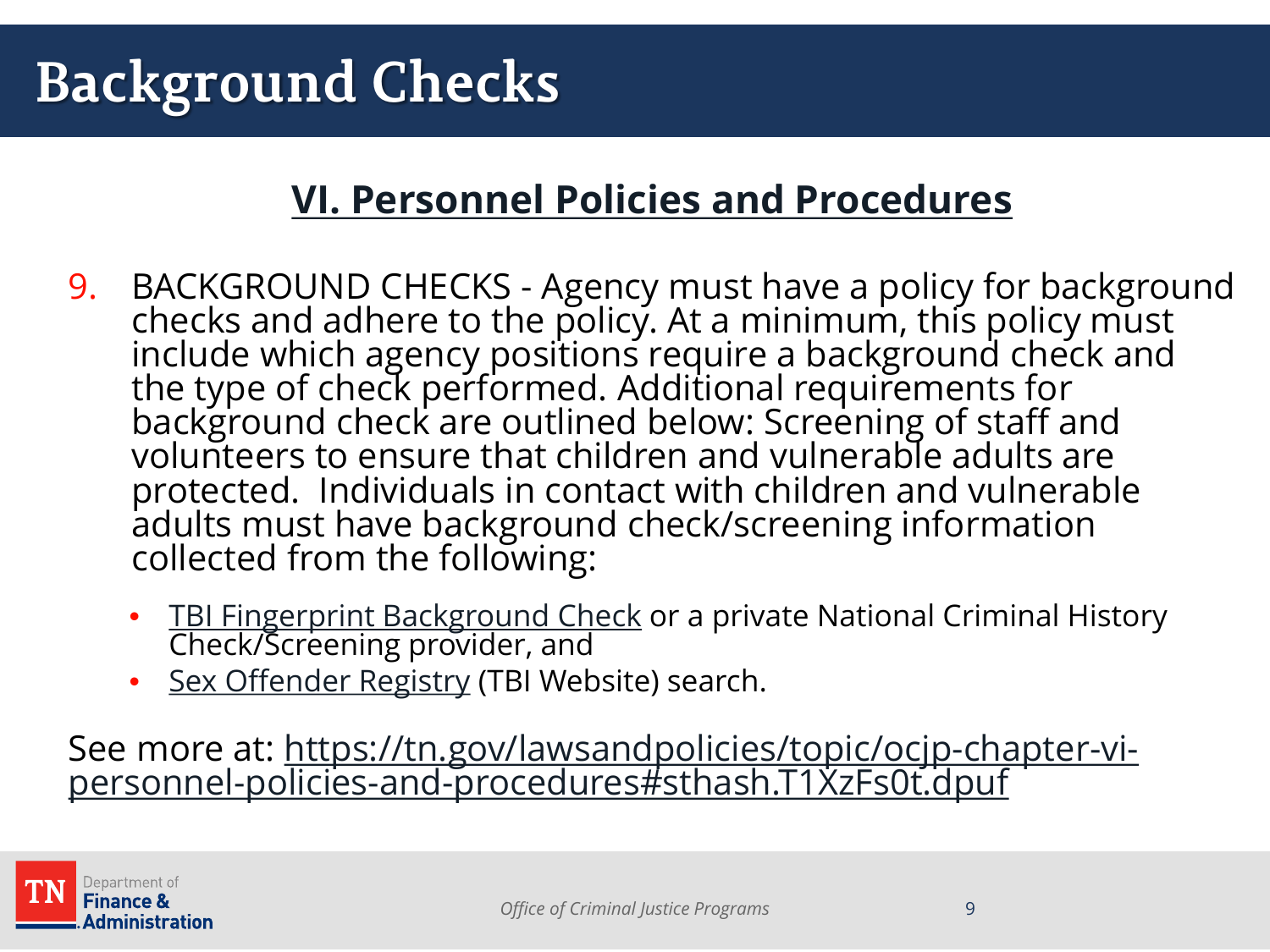# Background Checks

## VI. Personnel Policies and Procedures

9. BACKGROUND CHECKS - Agency must have a policy for background checks and adhere to the policy. At a minimum, this policy must include which agency positions require a background check and the type of check performed. Additional requirements for background check are outlined below: Screening of staff and volunteers to ensure that children and vulnerable adults are protected. Individuals in contact with children and vulnerable adults must have background check/screening information collected from the following:
   - TBI Fingerprint Background Check or a private National Criminal History Check/Screening provider, and
   - Sex Offender Registry (TBI Website) search.

See more at: https://tn.gov/lawsandpolicies/topic/ocjp-chapter-vi-personnel-policies-and-procedures#sthash.T1XzFs0t.dpuf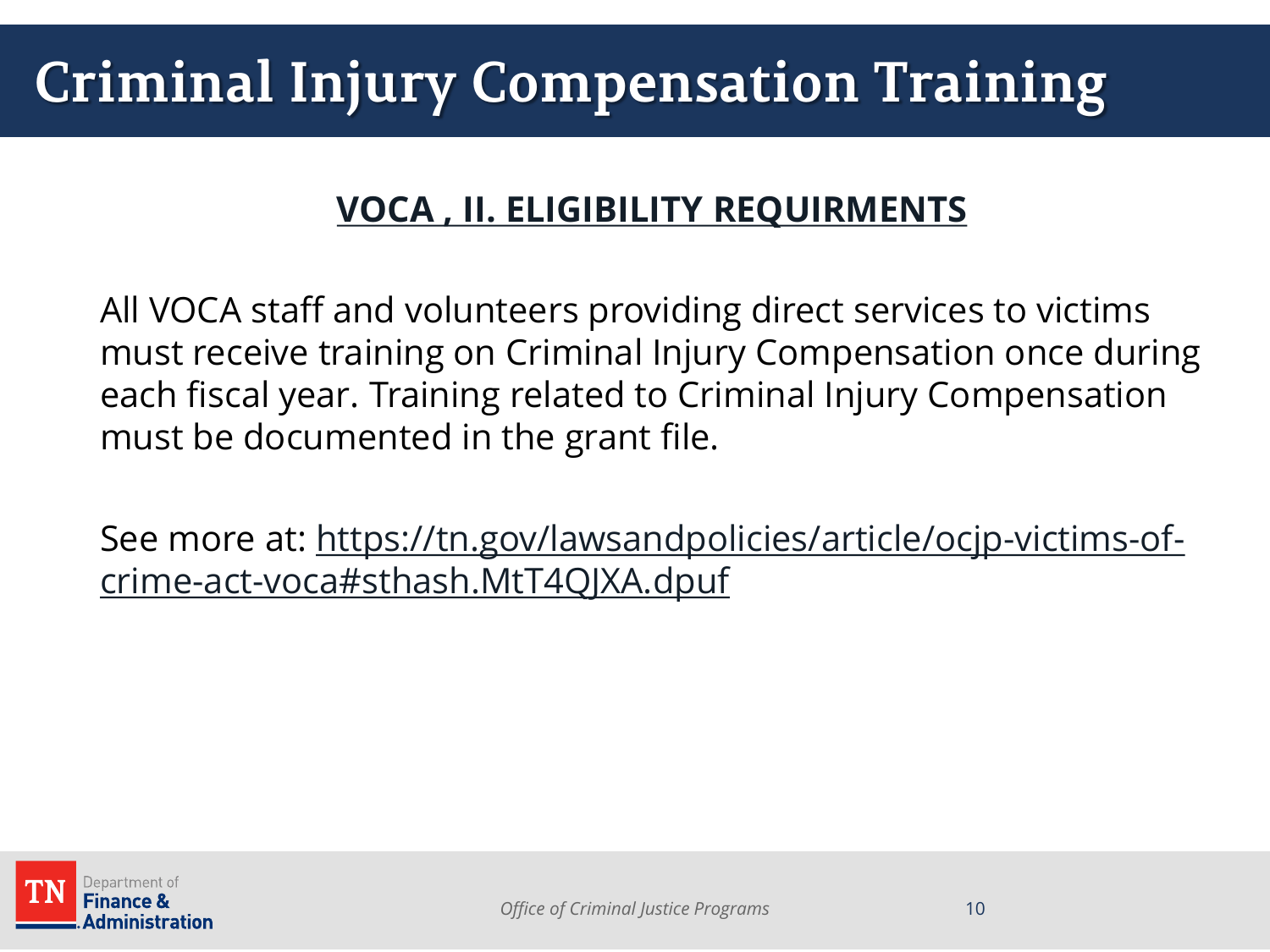# Criminal Injury Compensation Training

## VOCA , II. ELIGIBILITY REQUIRMENTS

All VOCA staff and volunteers providing direct services to victims must receive training on Criminal Injury Compensation once during each fiscal year. Training related to Criminal Injury Compensation must be documented in the grant file.

See more at: https://tn.gov/lawsandpolicies/article/ocjp-victims-of-crime-act-voca#sthash.MtT4QJXA.dpuf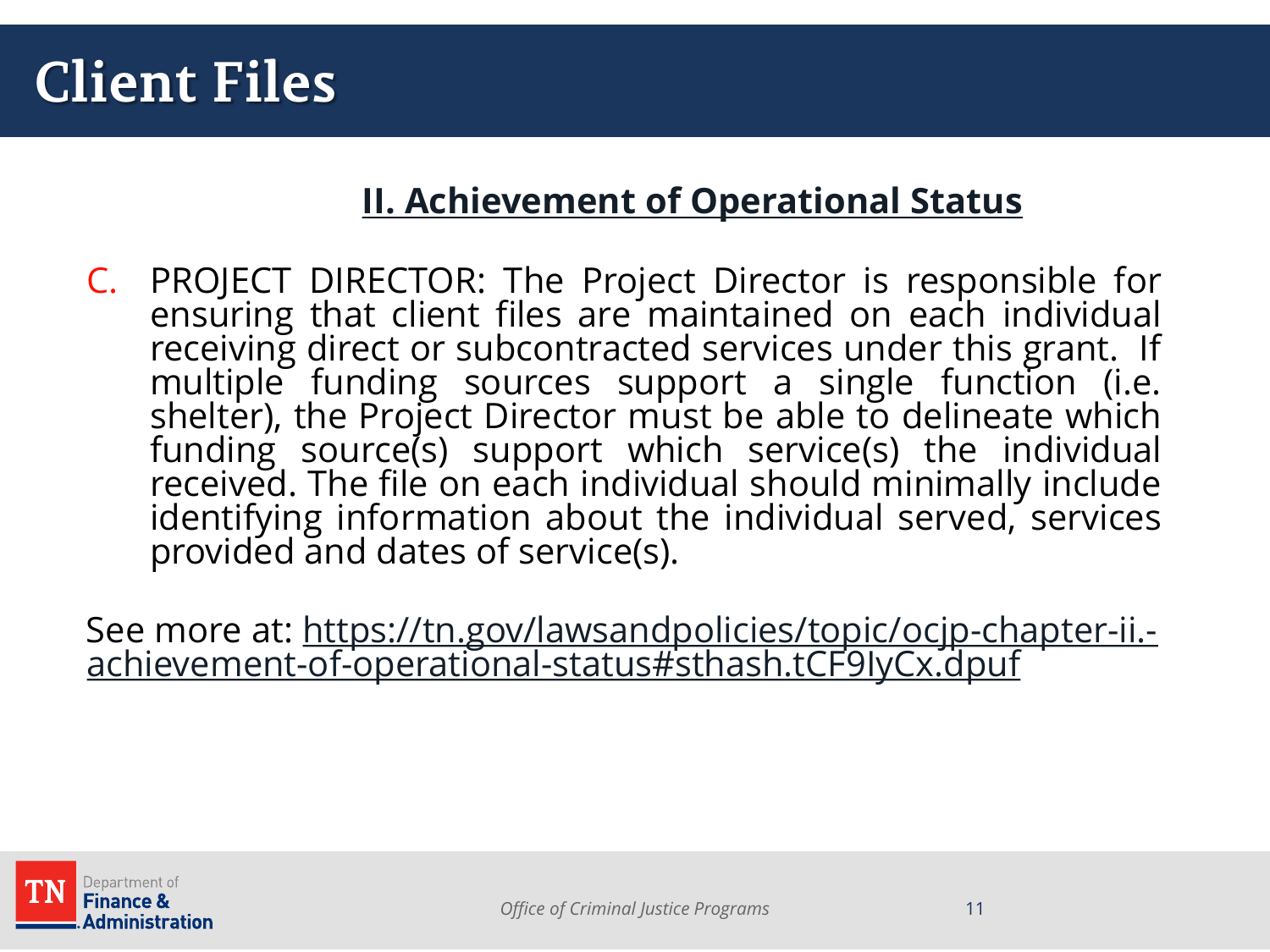# Client Files

## II. Achievement of Operational Status

C. PROJECT DIRECTOR: The Project Director is responsible for ensuring that client files are maintained on each individual receiving direct or subcontracted services under this grant. If multiple funding sources support a single function (i.e. shelter), the Project Director must be able to delineate which funding source(s) support which service(s) the individual received. The file on each individual should minimally include identifying information about the individual served, services provided and dates of service(s).

See more at: https://tn.gov/lawsandpolicies/topic/ocjp-chapter-ii.-achievement-of-operational-status#sthash.tCF9IyCx.dpuf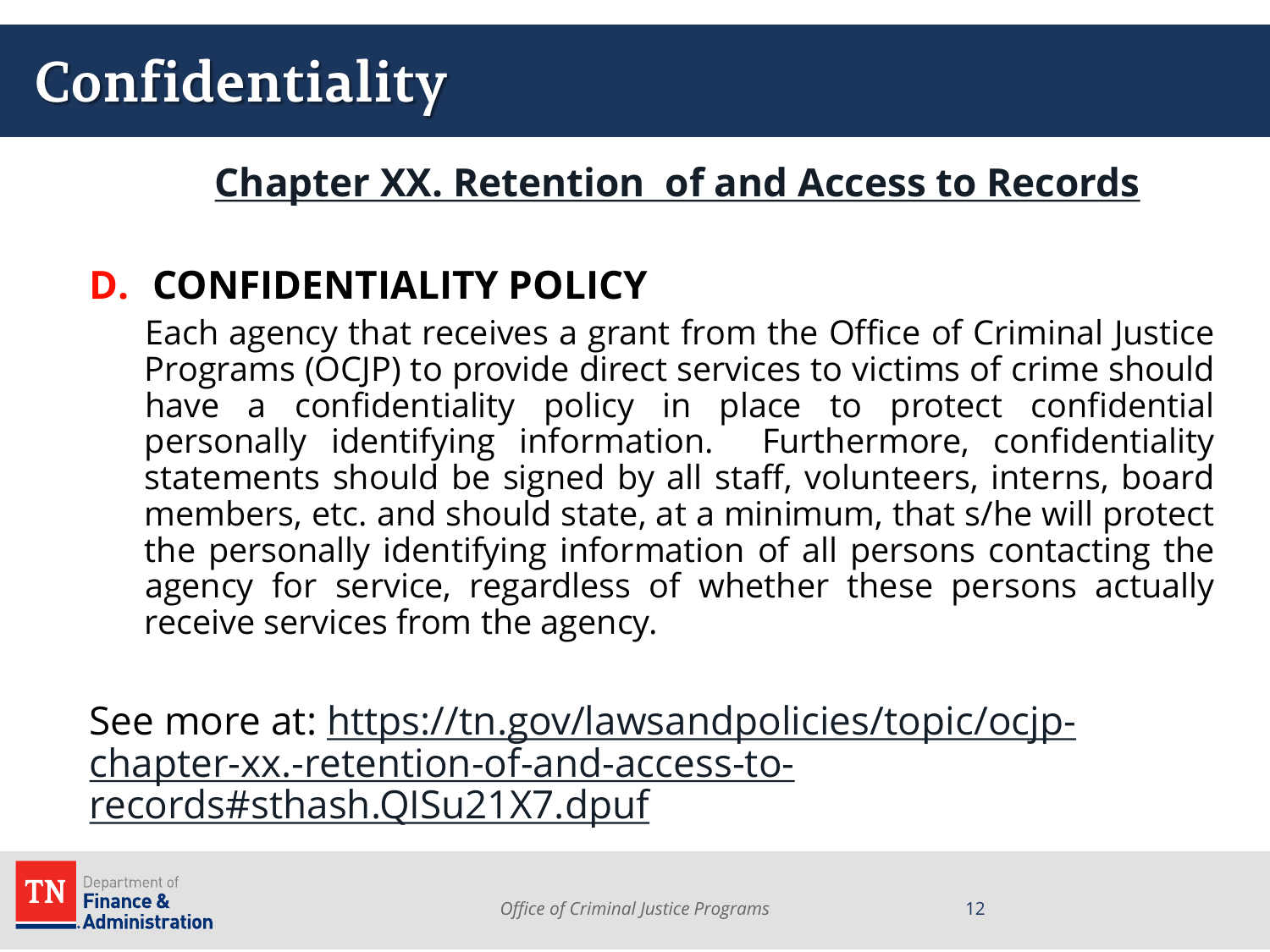# Confidentiality

## Chapter XX. Retention of and Access to Records

### D. CONFIDENTIALITY POLICY

Each agency that receives a grant from the Office of Criminal Justice Programs (OCJP) to provide direct services to victims of crime should have a confidentiality policy in place to protect confidential personally identifying information. Furthermore, confidentiality statements should be signed by all staff, volunteers, interns, board members, etc. and should state, at a minimum, that s/he will protect the personally identifying information of all persons contacting the agency for service, regardless of whether these persons actually receive services from the agency.

See more at: https://tn.gov/lawsandpolicies/topic/ocjp-chapter-xx.-retention-of-and-access-to-records#sthash.QISu21X7.dpuf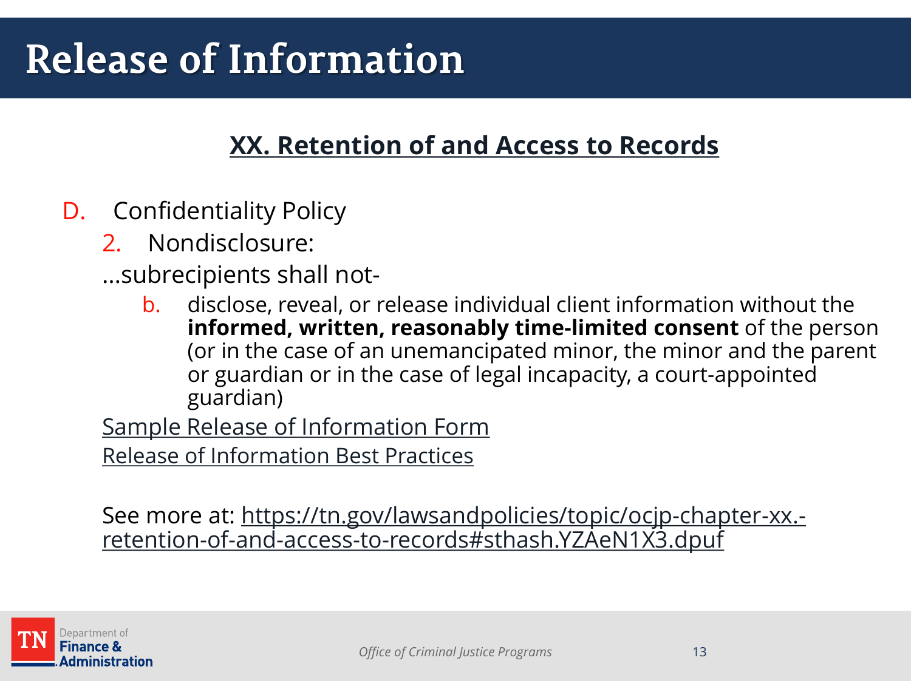# Release of Information

## XX. Retention of and Access to Records

D. Confidentiality Policy

   2. Nondisclosure:

   …subrecipients shall not-

      b. disclose, reveal, or release individual client information without the **informed, written, reasonably time-limited consent** of the person (or in the case of an unemancipated minor, the minor and the parent or guardian or in the case of legal incapacity, a court-appointed guardian)

   Sample Release of Information Form

   Release of Information Best Practices

   See more at: https://tn.gov/lawsandpolicies/topic/ocjp-chapter-xx.-retention-of-and-access-to-records#sthash.YZAeN1X3.dpuf

Office of Criminal Justice Programs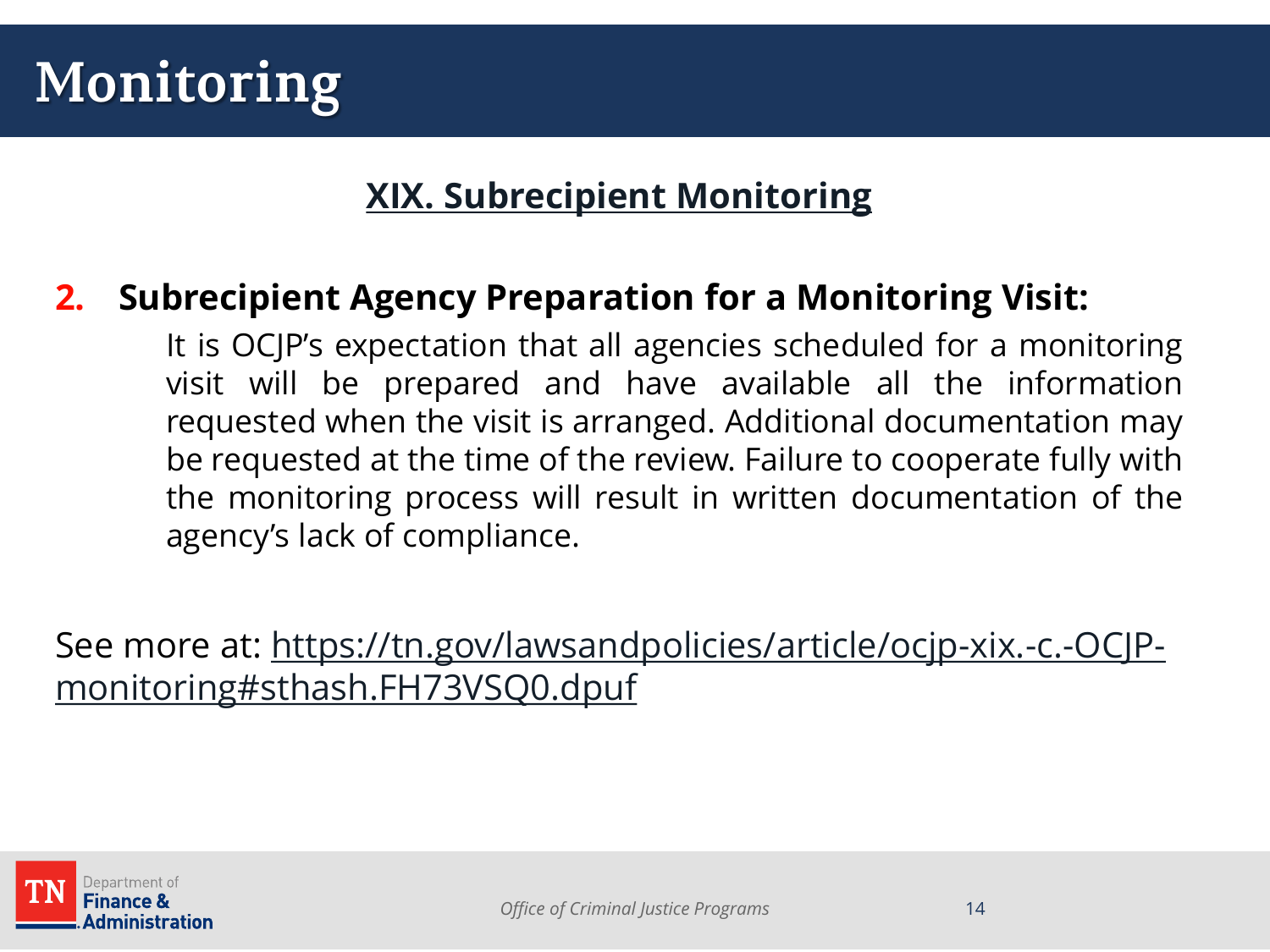# Monitoring

## XIX. Subrecipient Monitoring

**2. Subrecipient Agency Preparation for a Monitoring Visit:**

It is OCJP's expectation that all agencies scheduled for a monitoring visit will be prepared and have available all the information requested when the visit is arranged. Additional documentation may be requested at the time of the review. Failure to cooperate fully with the monitoring process will result in written documentation of the agency's lack of compliance.

See more at: https://tn.gov/lawsandpolicies/article/ocjp-xix.-c.-OCJP-monitoring#sthash.FH73VSQ0.dpuf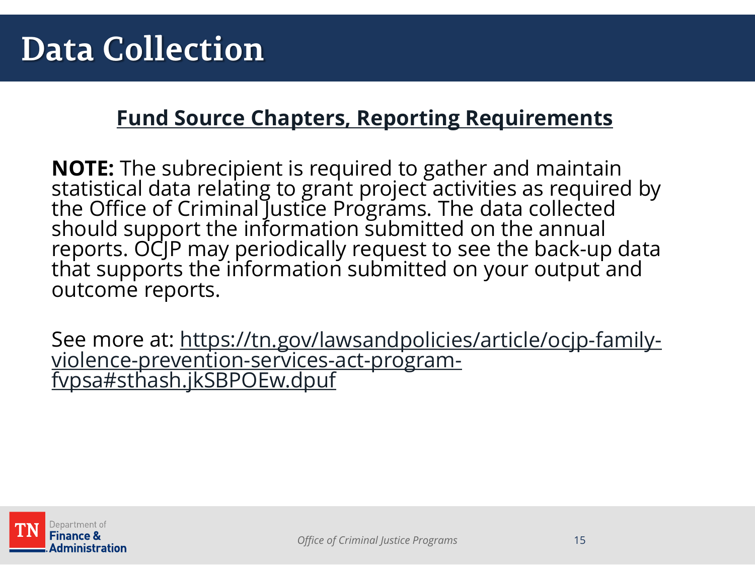# Data Collection

## Fund Source Chapters, Reporting Requirements

**NOTE:** The subrecipient is required to gather and maintain statistical data relating to grant project activities as required by the Office of Criminal Justice Programs. The data collected should support the information submitted on the annual reports. OCJP may periodically request to see the back-up data that supports the information submitted on your output and outcome reports.

See more at: https://tn.gov/lawsandpolicies/article/ocjp-family-violence-prevention-services-act-program-fvpsa#sthash.jkSBPOEw.dpuf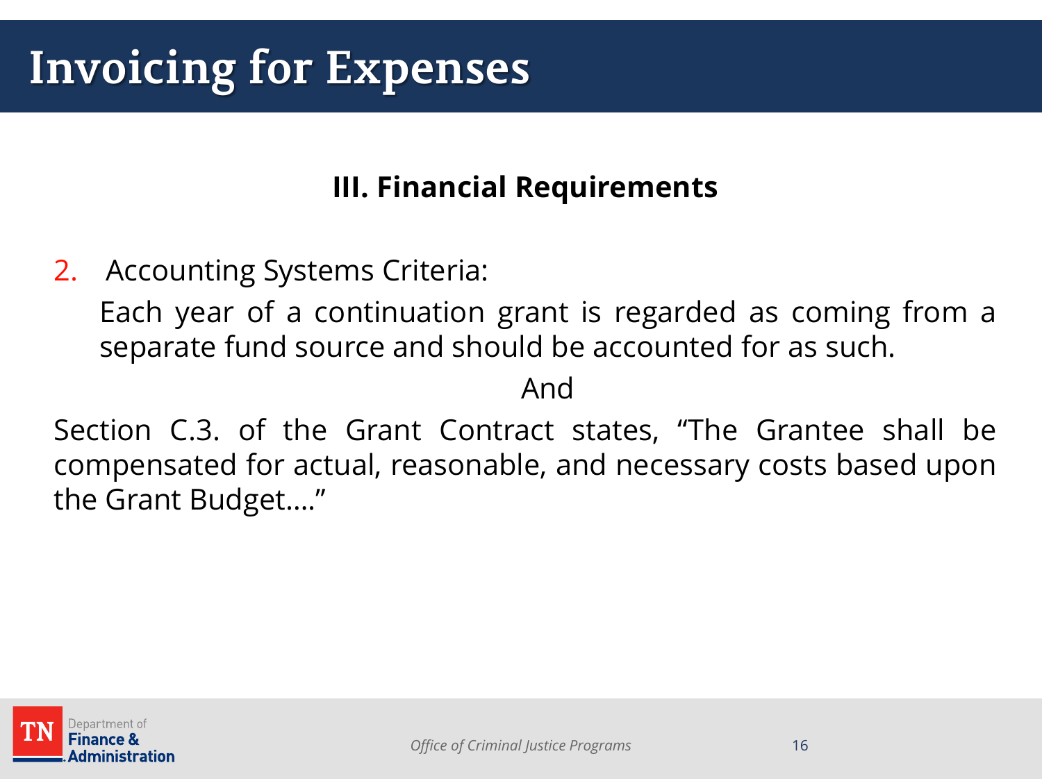# Invoicing for Expenses

## III. Financial Requirements

2. Accounting Systems Criteria:

   Each year of a continuation grant is regarded as coming from a separate fund source and should be accounted for as such.

And

Section C.3. of the Grant Contract states, "The Grantee shall be compensated for actual, reasonable, and necessary costs based upon the Grant Budget…."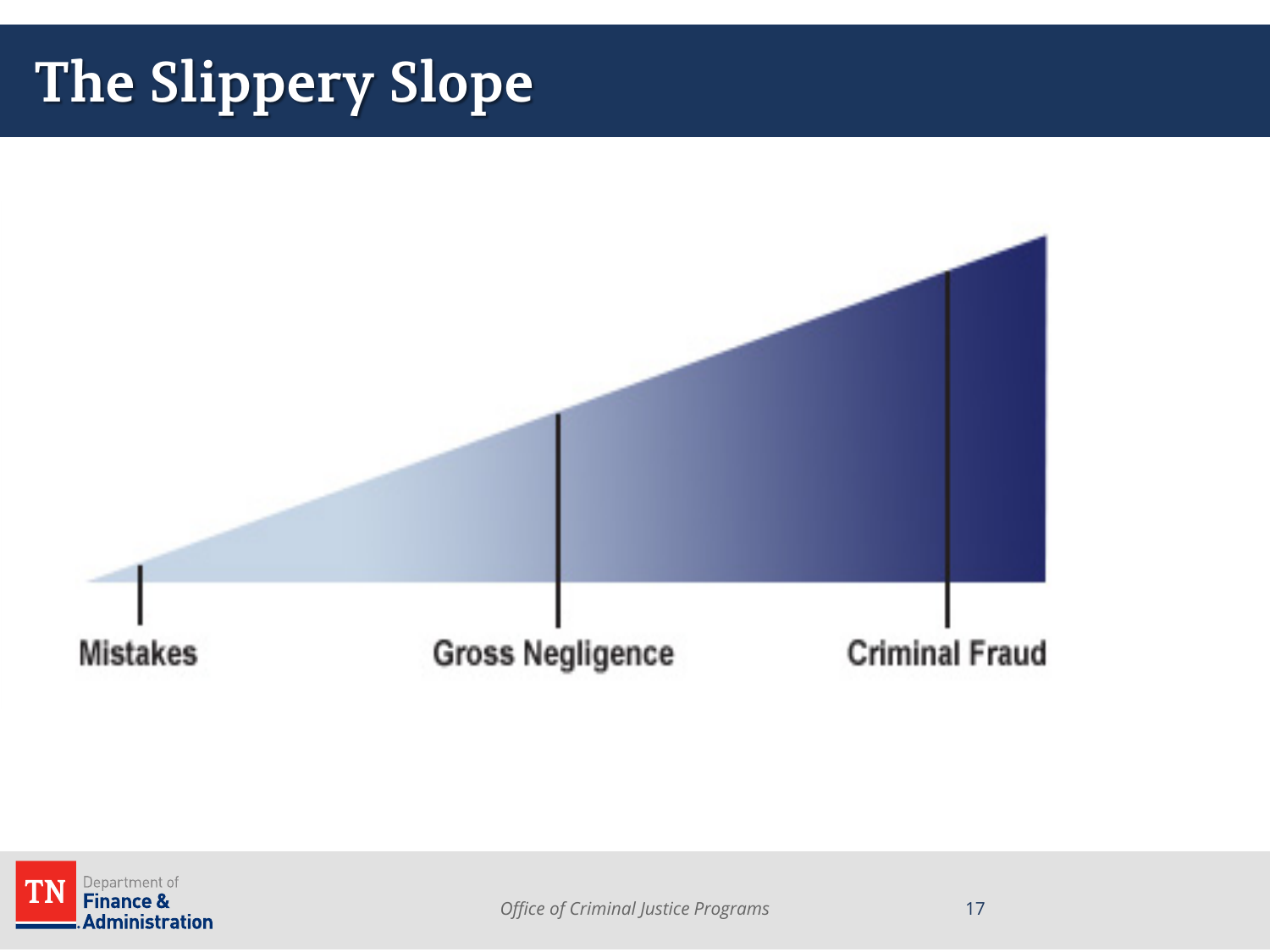# The Slippery Slope

Mistakes

Gross Negligence

Criminal Fraud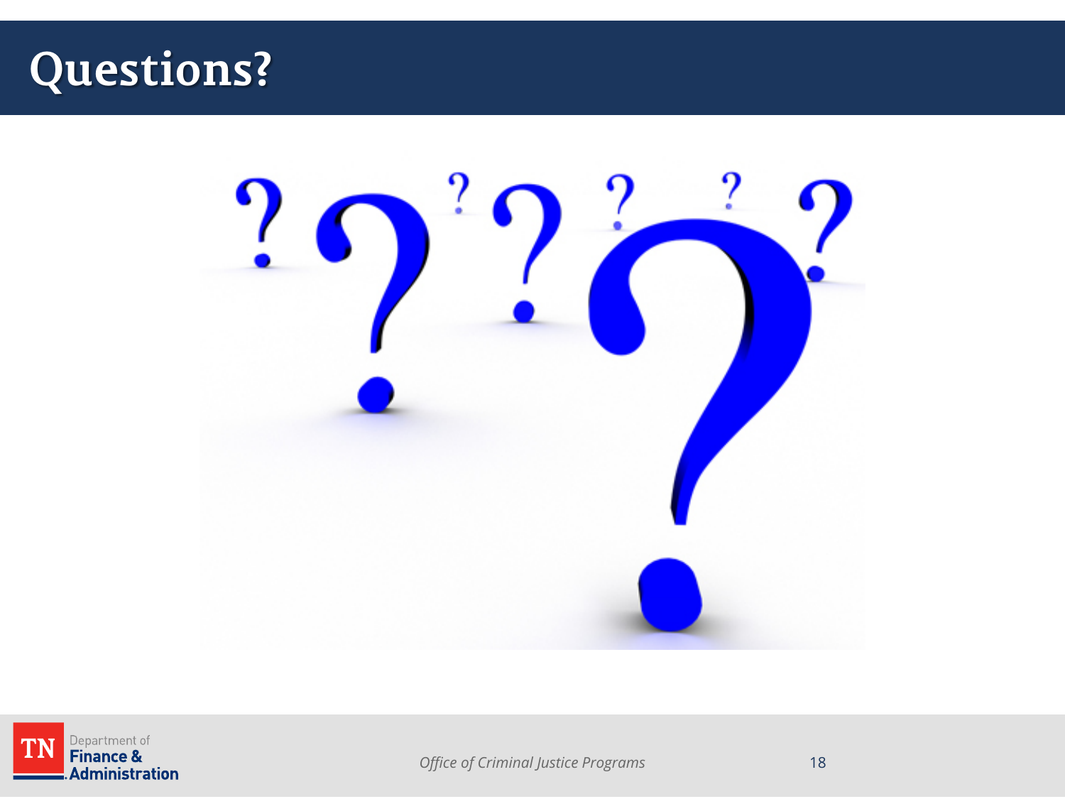# Questions?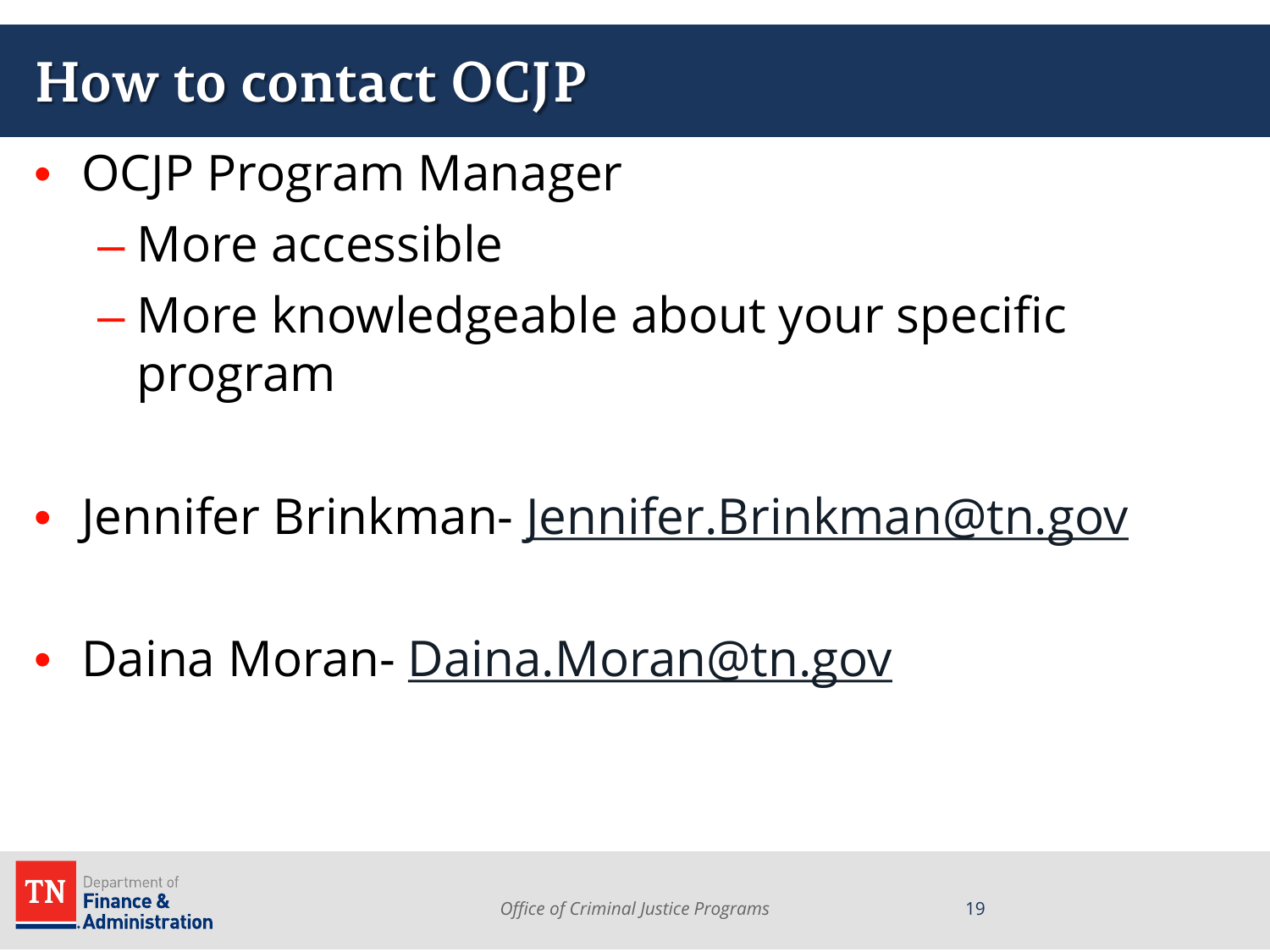# How to contact OCJP

- OCJP Program Manager
  - More accessible
  - More knowledgeable about your specific program

- Jennifer Brinkman- Jennifer.Brinkman@tn.gov

- Daina Moran- Daina.Moran@tn.gov